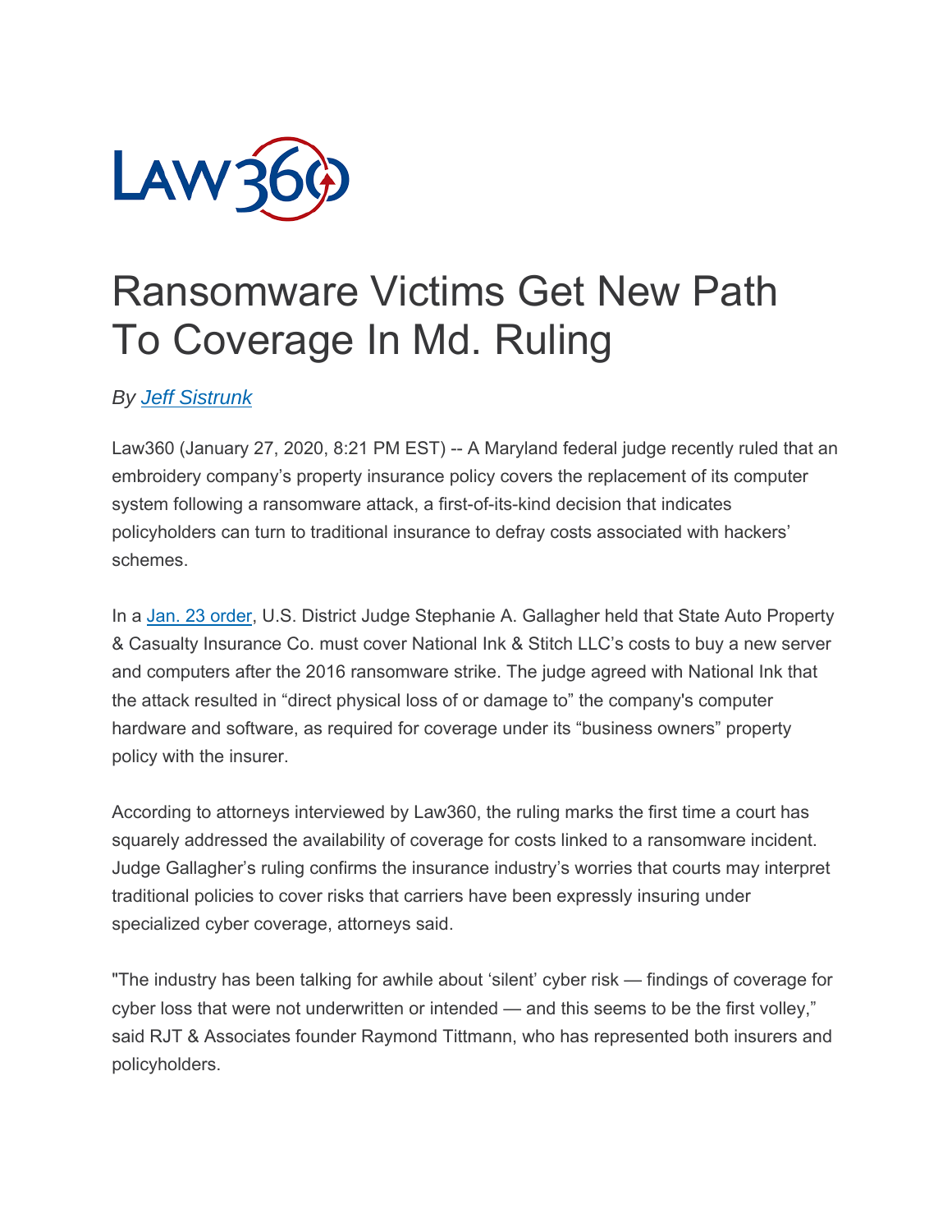# Ransomware Victims Get New Path To Coverage In Md. Ruling

*By Jeff Sistrunk*

Law360 (January 27, 2020, 8:21 PM EST) -- A Maryland federal judge recently ruled that an embroidery company's property insurance policy covers the replacement of its computer system following a ransomware attack, a first-of-its-kind decision that indicates policyholders can turn to traditional insurance to defray costs associated with hackers' schemes.

In a Jan. 23 order, U.S. District Judge Stephanie A. Gallagher held that State Auto Property & Casualty Insurance Co. must cover National Ink & Stitch LLC's costs to buy a new server and computers after the 2016 ransomware strike. The judge agreed with National Ink that the attack resulted in "direct physical loss of or damage to" the company's computer hardware and software, as required for coverage under its "business owners" property policy with the insurer.

According to attorneys interviewed by Law360, the ruling marks the first time a court has squarely addressed the availability of coverage for costs linked to a ransomware incident. Judge Gallagher's ruling confirms the insurance industry's worries that courts may interpret traditional policies to cover risks that carriers have been expressly insuring under specialized cyber coverage, attorneys said.

"The industry has been talking for awhile about 'silent' cyber risk — findings of coverage for cyber loss that were not underwritten or intended — and this seems to be the first volley," said RJT & Associates founder Raymond Tittmann, who has represented both insurers and policyholders.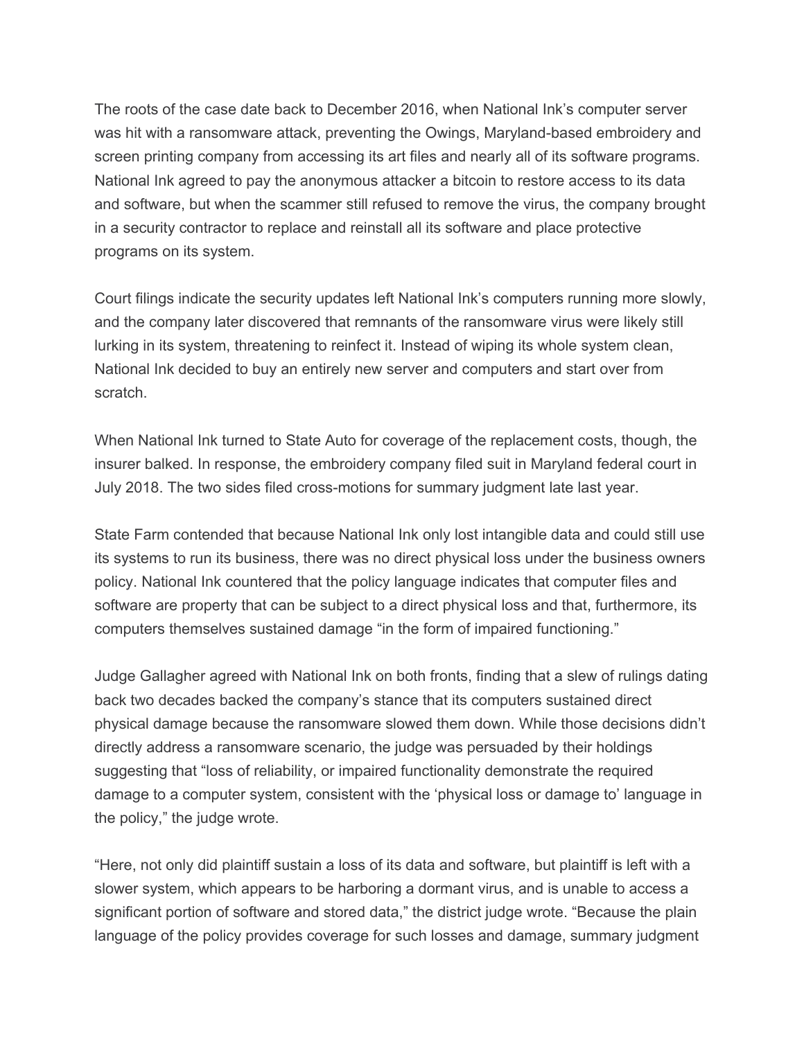The roots of the case date back to December 2016, when National Ink's computer server was hit with a ransomware attack, preventing the Owings, Maryland-based embroidery and screen printing company from accessing its art files and nearly all of its software programs. National Ink agreed to pay the anonymous attacker a bitcoin to restore access to its data and software, but when the scammer still refused to remove the virus, the company brought in a security contractor to replace and reinstall all its software and place protective programs on its system.

Court filings indicate the security updates left National Ink's computers running more slowly, and the company later discovered that remnants of the ransomware virus were likely still lurking in its system, threatening to reinfect it. Instead of wiping its whole system clean, National Ink decided to buy an entirely new server and computers and start over from scratch.

When National Ink turned to State Auto for coverage of the replacement costs, though, the insurer balked. In response, the embroidery company filed suit in Maryland federal court in July 2018. The two sides filed cross-motions for summary judgment late last year.

State Farm contended that because National Ink only lost intangible data and could still use its systems to run its business, there was no direct physical loss under the business owners policy. National Ink countered that the policy language indicates that computer files and software are property that can be subject to a direct physical loss and that, furthermore, its computers themselves sustained damage "in the form of impaired functioning."

Judge Gallagher agreed with National Ink on both fronts, finding that a slew of rulings dating back two decades backed the company's stance that its computers sustained direct physical damage because the ransomware slowed them down. While those decisions didn't directly address a ransomware scenario, the judge was persuaded by their holdings suggesting that "loss of reliability, or impaired functionality demonstrate the required damage to a computer system, consistent with the 'physical loss or damage to' language in the policy," the judge wrote.

"Here, not only did plaintiff sustain a loss of its data and software, but plaintiff is left with a slower system, which appears to be harboring a dormant virus, and is unable to access a significant portion of software and stored data," the district judge wrote. "Because the plain language of the policy provides coverage for such losses and damage, summary judgment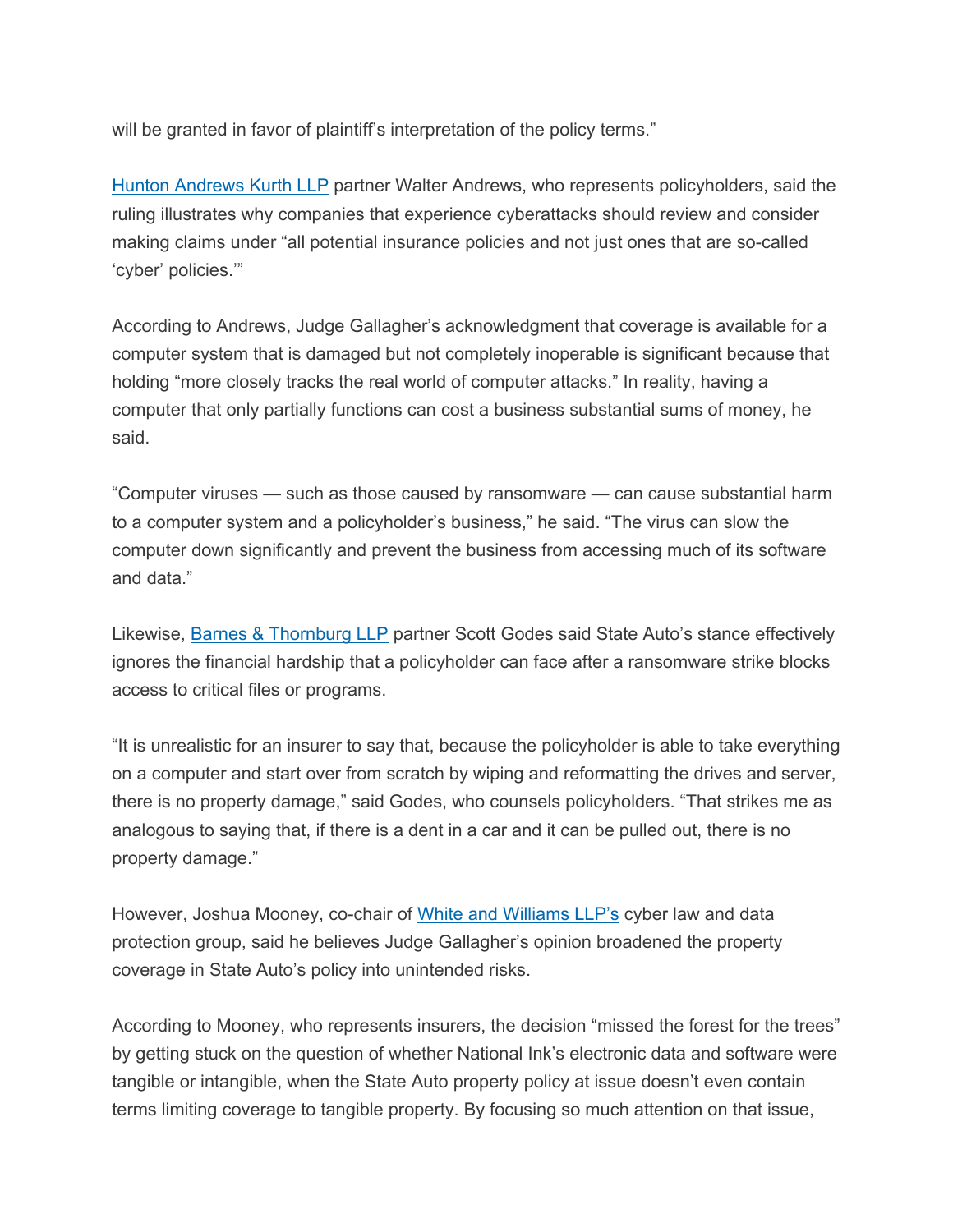will be granted in favor of plaintiff's interpretation of the policy terms."

Hunton Andrews Kurth LLP partner Walter Andrews, who represents policyholders, said the ruling illustrates why companies that experience cyberattacks should review and consider making claims under "all potential insurance policies and not just ones that are so-called 'cyber' policies.'"

According to Andrews, Judge Gallagher's acknowledgment that coverage is available for a computer system that is damaged but not completely inoperable is significant because that holding "more closely tracks the real world of computer attacks." In reality, having a computer that only partially functions can cost a business substantial sums of money, he said.

"Computer viruses — such as those caused by ransomware — can cause substantial harm to a computer system and a policyholder's business," he said. "The virus can slow the computer down significantly and prevent the business from accessing much of its software and data."

Likewise, Barnes & Thornburg LLP partner Scott Godes said State Auto's stance effectively ignores the financial hardship that a policyholder can face after a ransomware strike blocks access to critical files or programs.

"It is unrealistic for an insurer to say that, because the policyholder is able to take everything on a computer and start over from scratch by wiping and reformatting the drives and server, there is no property damage," said Godes, who counsels policyholders. "That strikes me as analogous to saying that, if there is a dent in a car and it can be pulled out, there is no property damage."

However, Joshua Mooney, co-chair of White and Williams LLP's cyber law and data protection group, said he believes Judge Gallagher's opinion broadened the property coverage in State Auto's policy into unintended risks.

According to Mooney, who represents insurers, the decision "missed the forest for the trees" by getting stuck on the question of whether National Ink's electronic data and software were tangible or intangible, when the State Auto property policy at issue doesn't even contain terms limiting coverage to tangible property. By focusing so much attention on that issue,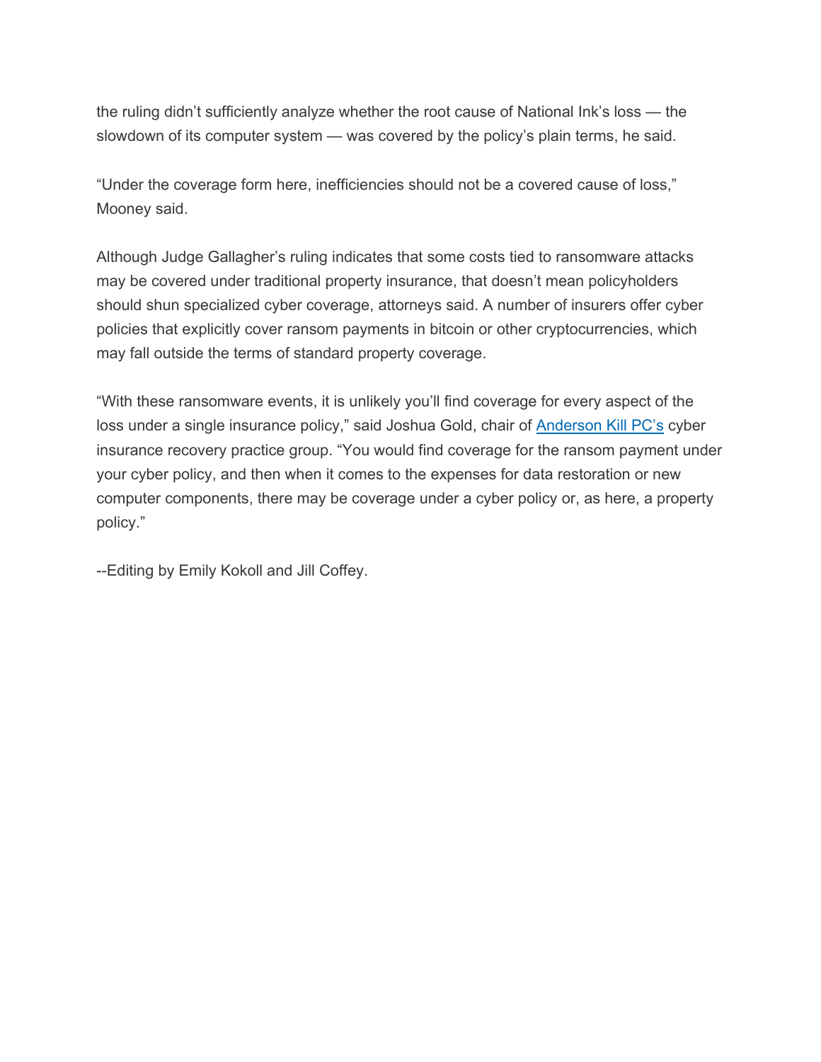the ruling didn't sufficiently analyze whether the root cause of National Ink's loss — the slowdown of its computer system — was covered by the policy's plain terms, he said.

"Under the coverage form here, inefficiencies should not be a covered cause of loss," Mooney said.

Although Judge Gallagher's ruling indicates that some costs tied to ransomware attacks may be covered under traditional property insurance, that doesn't mean policyholders should shun specialized cyber coverage, attorneys said. A number of insurers offer cyber policies that explicitly cover ransom payments in bitcoin or other cryptocurrencies, which may fall outside the terms of standard property coverage.

"With these ransomware events, it is unlikely you'll find coverage for every aspect of the loss under a single insurance policy," said Joshua Gold, chair of Anderson Kill PC's cyber insurance recovery practice group. "You would find coverage for the ransom payment under your cyber policy, and then when it comes to the expenses for data restoration or new computer components, there may be coverage under a cyber policy or, as here, a property policy."

--Editing by Emily Kokoll and Jill Coffey.